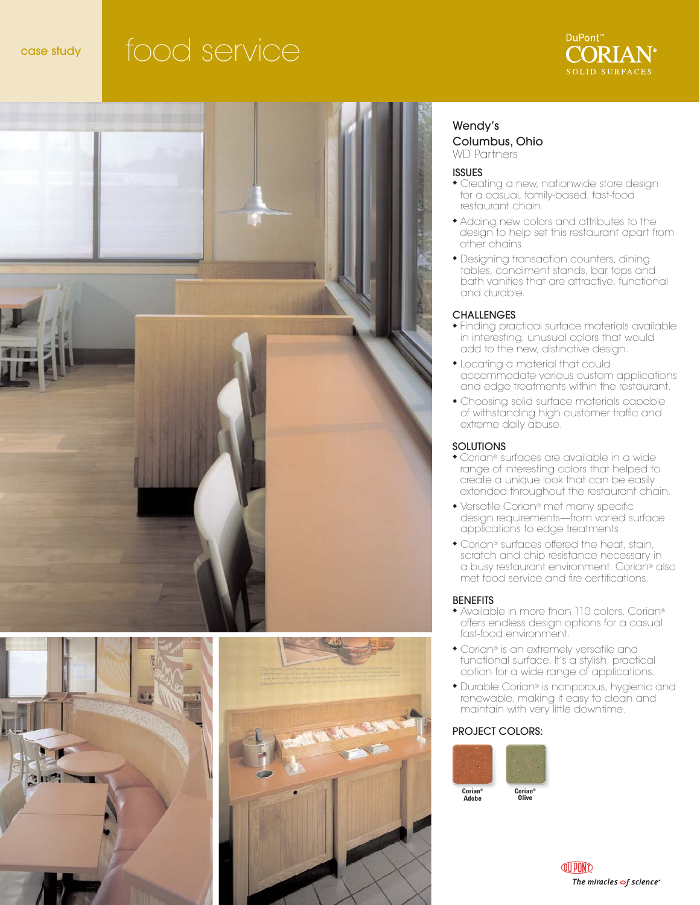case study

# food service

DuPont™ CORIAN® SOLID SURFACES

## Wendy's
## Columbus, Ohio
WD Partners

### ISSUES

- Creating a new, nationwide store design for a casual, family-based, fast-food restaurant chain.
- Adding new colors and attributes to the design to help set this restaurant apart from other chains.
- Designing transaction counters, dining tables, condiment stands, bar tops and bath vanities that are attractive, functional and durable.

### CHALLENGES

- Finding practical surface materials available in interesting, unusual colors that would add to the new, distinctive design.
- Locating a material that could accommodate various custom applications and edge treatments within the restaurant.
- Choosing solid surface materials capable of withstanding high customer traffic and extreme daily abuse.

### SOLUTIONS

- Corian® surfaces are available in a wide range of interesting colors that helped to create a unique look that can be easily extended throughout the restaurant chain.
- Versatile Corian® met many specific design requirements—from varied surface applications to edge treatments.
- Corian® surfaces offered the heat, stain, scratch and chip resistance necessary in a busy restaurant environment. Corian® also met food service and fire certifications.

### BENEFITS

- Available in more than 110 colors, Corian® offers endless design options for a casual fast-food environment.
- Corian® is an extremely versatile and functional surface. It's a stylish, practical option for a wide range of applications.
- Durable Corian® is nonporous, hygienic and renewable, making it easy to clean and maintain with very little downtime.

### PROJECT COLORS:

Corian® Adobe

Corian® Olive

DuPont — The miracles of science™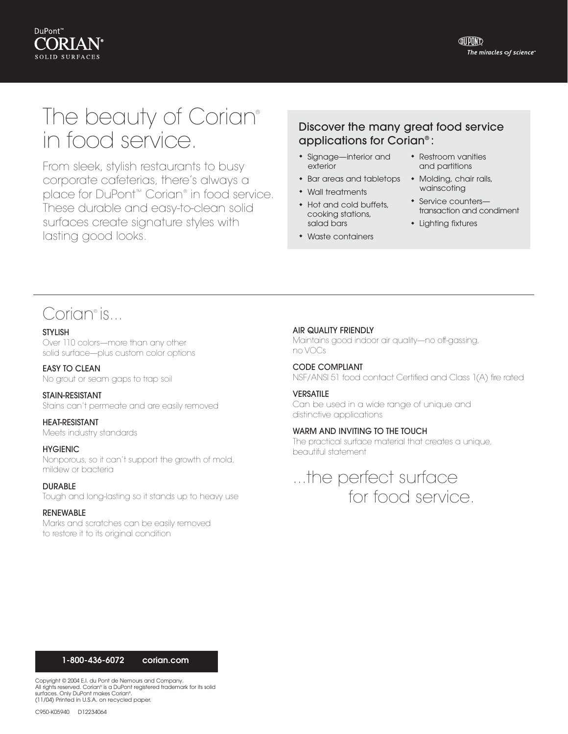DuPont™
CORIAN®
SOLID SURFACES

The miracles of science™

# The beauty of Corian® in food service.

From sleek, stylish restaurants to busy corporate cafeterias, there's always a place for DuPont™ Corian® in food service. These durable and easy-to-clean solid surfaces create signature styles with lasting good looks.

### Discover the many great food service applications for Corian®:

- Signage—interior and exterior
- Bar areas and tabletops
- Wall treatments
- Hot and cold buffets, cooking stations, salad bars
- Waste containers
- Restroom vanities and partitions
- Molding, chair rails, wainscoting
- Service counters—transaction and condiment
- Lighting fixtures

## Corian® is...

**STYLISH**
Over 110 colors—more than any other solid surface—plus custom color options

**EASY TO CLEAN**
No grout or seam gaps to trap soil

**STAIN-RESISTANT**
Stains can't permeate and are easily removed

**HEAT-RESISTANT**
Meets industry standards

**HYGIENIC**
Nonporous, so it can't support the growth of mold, mildew or bacteria

**DURABLE**
Tough and long-lasting so it stands up to heavy use

**RENEWABLE**
Marks and scratches can be easily removed to restore it to its original condition

**AIR QUALITY FRIENDLY**
Maintains good indoor air quality—no off-gassing, no VOCs

**CODE COMPLIANT**
NSF/ANSI 51 food contact Certified and Class 1(A) fire rated

**VERSATILE**
Can be used in a wide range of unique and distinctive applications

**WARM AND INVITING TO THE TOUCH**
The practical surface material that creates a unique, beautiful statement

...the perfect surface for food service.

**1-800-436-6072 corian.com**

Copyright © 2004 E.I. du Pont de Nemours and Company.
All rights reserved. Corian® is a DuPont registered trademark for its solid surfaces. Only DuPont makes Corian®.
(11/04) Printed in U.S.A. on recycled paper.

C950-K05940 D12234064